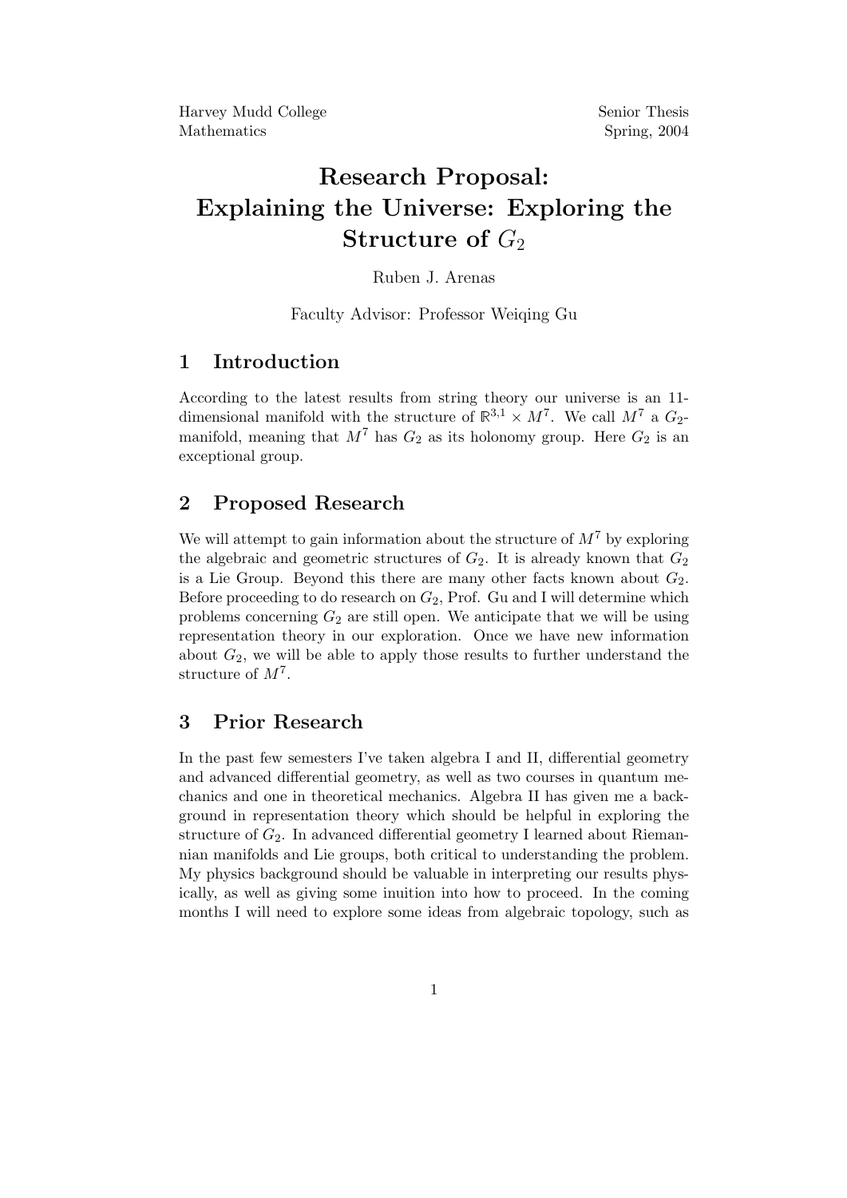Harvey Mudd College
Mathematics

Senior Thesis
Spring, 2004

# Research Proposal: Explaining the Universe: Exploring the Structure of $G_2$

Ruben J. Arenas

Faculty Advisor: Professor Weiqing Gu

## 1 Introduction

According to the latest results from string theory our universe is an 11-dimensional manifold with the structure of $\mathbb{R}^{3,1} \times M^7$. We call $M^7$ a $G_2$-manifold, meaning that $M^7$ has $G_2$ as its holonomy group. Here $G_2$ is an exceptional group.

## 2 Proposed Research

We will attempt to gain information about the structure of $M^7$ by exploring the algebraic and geometric structures of $G_2$. It is already known that $G_2$ is a Lie Group. Beyond this there are many other facts known about $G_2$. Before proceeding to do research on $G_2$, Prof. Gu and I will determine which problems concerning $G_2$ are still open. We anticipate that we will be using representation theory in our exploration. Once we have new information about $G_2$, we will be able to apply those results to further understand the structure of $M^7$.

## 3 Prior Research

In the past few semesters I've taken algebra I and II, differential geometry and advanced differential geometry, as well as two courses in quantum mechanics and one in theoretical mechanics. Algebra II has given me a background in representation theory which should be helpful in exploring the structure of $G_2$. In advanced differential geometry I learned about Riemannian manifolds and Lie groups, both critical to understanding the problem. My physics background should be valuable in interpreting our results physically, as well as giving some inuition into how to proceed. In the coming months I will need to explore some ideas from algebraic topology, such as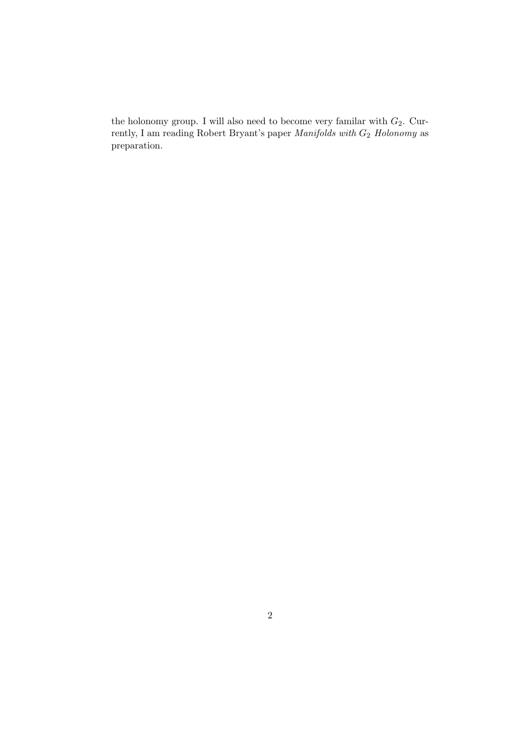the holonomy group. I will also need to become very familar with $G_2$. Currently, I am reading Robert Bryant's paper *Manifolds with $G_2$ Holonomy* as preparation.